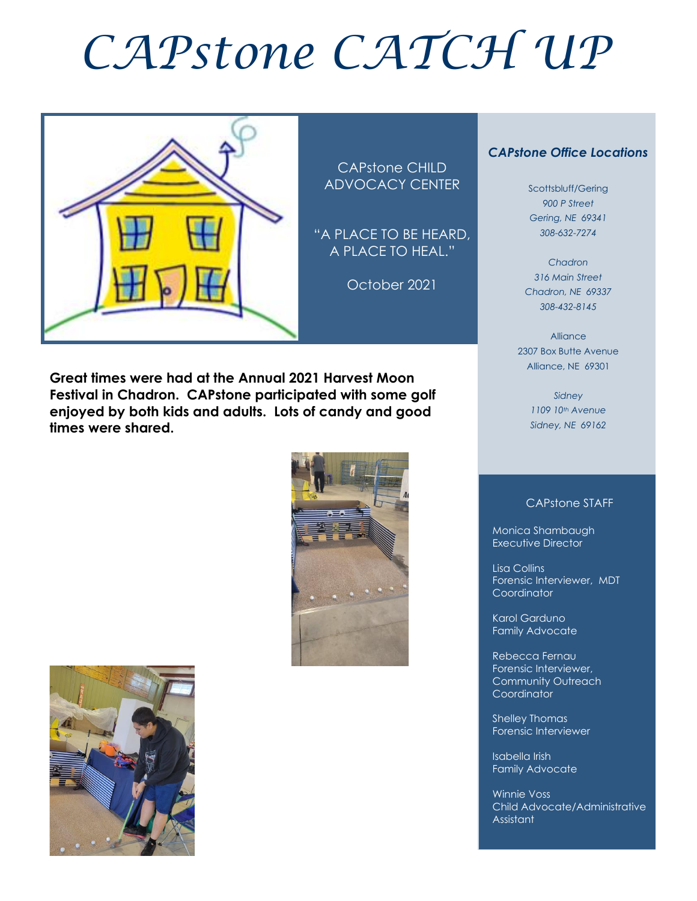# CAPstone CATCH UP

CAPstone CHILD ADVOCACY CENTER

"A PLACE TO BE HEARD, A PLACE TO HEAL."

October 2021

**Great times were had at the Annual 2021 Harvest Moon Festival in Chadron. CAPstone participated with some golf enjoyed by both kids and adults. Lots of candy and good times were shared.**

### *CAPstone Office Locations*

Scottsbluff/Gering
*900 P Street*
*Gering, NE 69341*
*308-632-7274*

*Chadron*
*316 Main Street*
*Chadron, NE 69337*
*308-432-8145*

Alliance
2307 Box Butte Avenue
Alliance, NE 69301

*Sidney*
*1109 10th Avenue*
*Sidney, NE 69162*

### CAPstone STAFF

Monica Shambaugh
Executive Director

Lisa Collins
Forensic Interviewer, MDT Coordinator

Karol Garduno
Family Advocate

Rebecca Fernau
Forensic Interviewer, Community Outreach Coordinator

Shelley Thomas
Forensic Interviewer

Isabella Irish
Family Advocate

Winnie Voss
Child Advocate/Administrative Assistant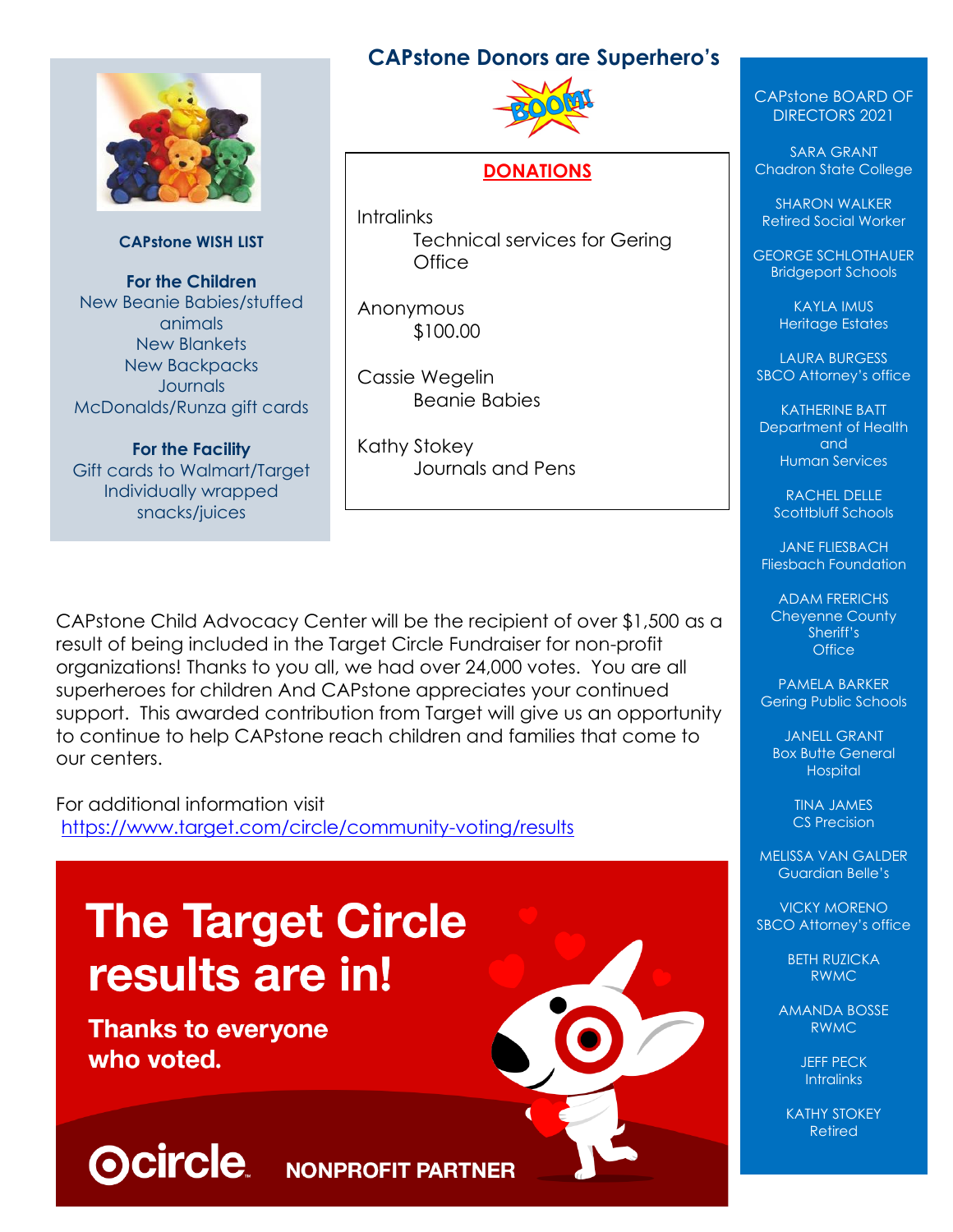## CAPstone Donors are Superhero's

**DONATIONS**

Intralinks
Technical services for Gering Office

Anonymous
$100.00

Cassie Wegelin
Beanie Babies

Kathy Stokey
Journals and Pens

**CAPstone WISH LIST**

**For the Children**
New Beanie Babies/stuffed animals
New Blankets
New Backpacks
Journals
McDonalds/Runza gift cards

**For the Facility**
Gift cards to Walmart/Target
Individually wrapped snacks/juices

CAPstone Child Advocacy Center will be the recipient of over $1,500 as a result of being included in the Target Circle Fundraiser for non-profit organizations! Thanks to you all, we had over 24,000 votes. You are all superheroes for children And CAPstone appreciates your continued support. This awarded contribution from Target will give us an opportunity to continue to help CAPstone reach children and families that come to our centers.

For additional information visit
https://www.target.com/circle/community-voting/results

**The Target Circle results are in!**

**Thanks to everyone who voted.**

**circle NONPROFIT PARTNER**

CAPstone BOARD OF DIRECTORS 2021

SARA GRANT
Chadron State College

SHARON WALKER
Retired Social Worker

GEORGE SCHLOTHAUER
Bridgeport Schools

KAYLA IMUS
Heritage Estates

LAURA BURGESS
SBCO Attorney's office

KATHERINE BATT
Department of Health and Human Services

RACHEL DELLE
Scottbluff Schools

JANE FLIESBACH
Fliesbach Foundation

ADAM FRERICHS
Cheyenne County Sheriff's Office

PAMELA BARKER
Gering Public Schools

JANELL GRANT
Box Butte General Hospital

TINA JAMES
CS Precision

MELISSA VAN GALDER
Guardian Belle's

VICKY MORENO
SBCO Attorney's office

BETH RUZICKA
RWMC

AMANDA BOSSE
RWMC

JEFF PECK
Intralinks

KATHY STOKEY
Retired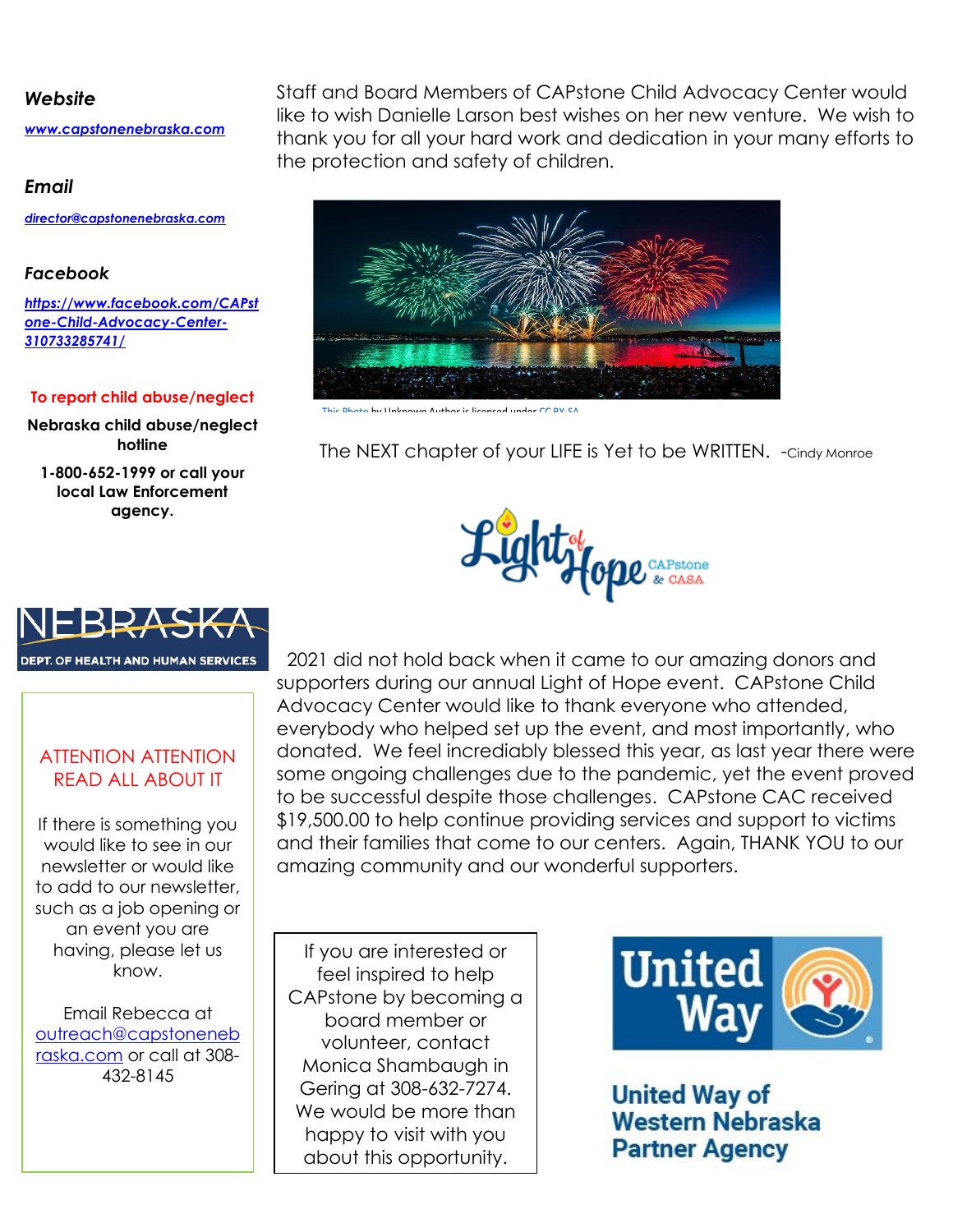***Website***

[***www.capstonenebraska.com***](http://www.capstonenebraska.com)

***Email***

[***director@capstonenebraska.com***](mailto:director@capstonenebraska.com)

***Facebook***

[***https://www.facebook.com/CAPstone-Child-Advocacy-Center-310733285741/***](https://www.facebook.com/CAPstone-Child-Advocacy-Center-310733285741/)

**To report child abuse/neglect**

**Nebraska child abuse/neglect hotline**

**1-800-652-1999 or call your local Law Enforcement agency.**

NEBRASKA
DEPT. OF HEALTH AND HUMAN SERVICES

ATTENTION ATTENTION
READ ALL ABOUT IT

If there is something you would like to see in our newsletter or would like to add to our newsletter, such as a job opening or an event you are having, please let us know.

Email Rebecca at [outreach@capstonenebraska.com](mailto:outreach@capstonenebraska.com) or call at 308-432-8145

Staff and Board Members of CAPstone Child Advocacy Center would like to wish Danielle Larson best wishes on her new venture. We wish to thank you for all your hard work and dedication in your many efforts to the protection and safety of children.

This Photo by Unknown Author is licensed under CC BY-SA

The NEXT chapter of your LIFE is Yet to be WRITTEN. -Cindy Monroe

Light of Hope CAPstone & CASA

2021 did not hold back when it came to our amazing donors and supporters during our annual Light of Hope event. CAPstone Child Advocacy Center would like to thank everyone who attended, everybody who helped set up the event, and most importantly, who donated. We feel incrediably blessed this year, as last year there were some ongoing challenges due to the pandemic, yet the event proved to be successful despite those challenges. CAPstone CAC received $19,500.00 to help continue providing services and support to victims and their families that come to our centers. Again, THANK YOU to our amazing community and our wonderful supporters.

If you are interested or feel inspired to help CAPstone by becoming a board member or volunteer, contact Monica Shambaugh in Gering at 308-632-7274. We would be more than happy to visit with you about this opportunity.

United Way

**United Way of Western Nebraska Partner Agency**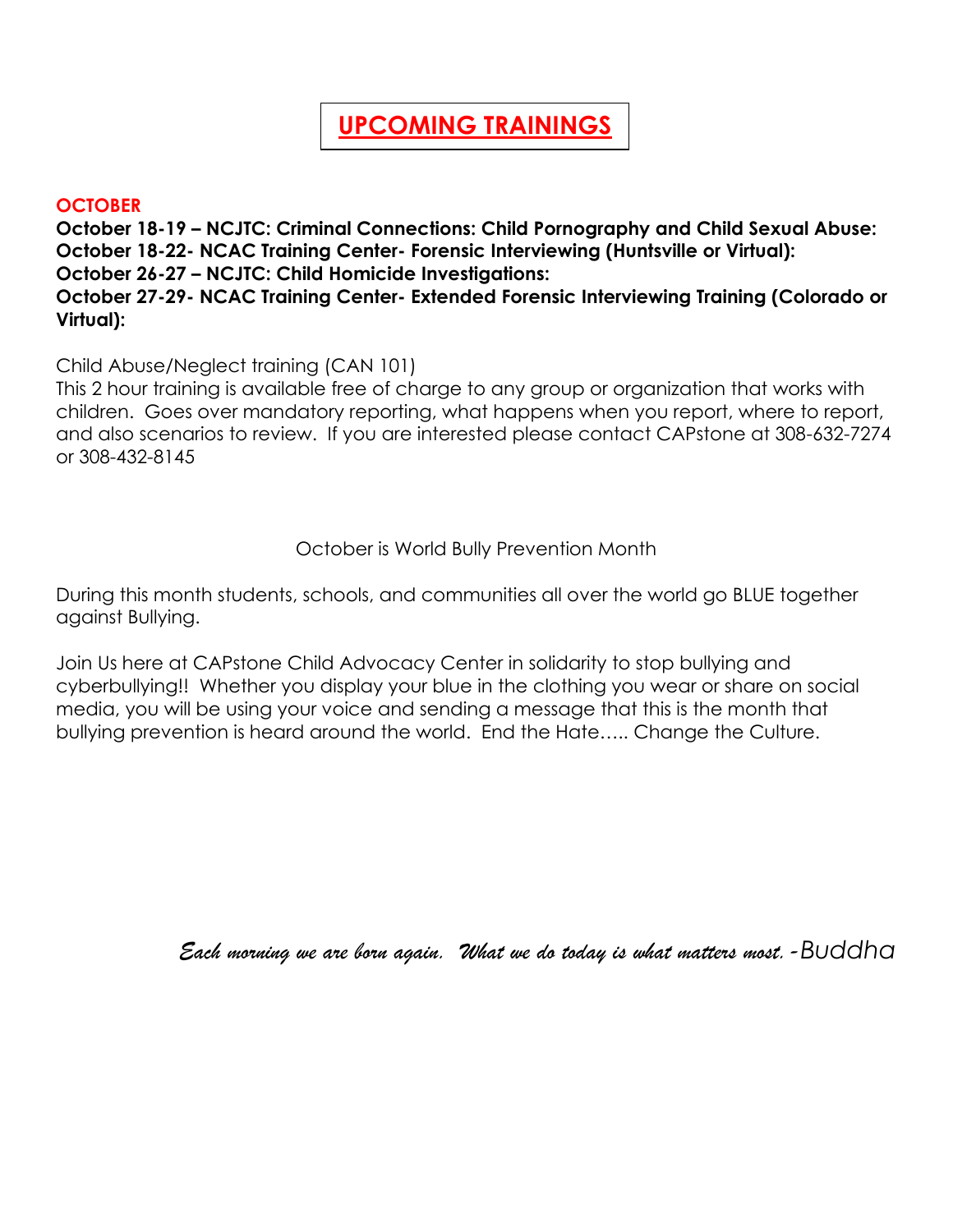# UPCOMING TRAININGS

**OCTOBER**

**October 18-19 – NCJTC: Criminal Connections: Child Pornography and Child Sexual Abuse:**
**October 18-22- NCAC Training Center- Forensic Interviewing (Huntsville or Virtual):**
**October 26-27 – NCJTC: Child Homicide Investigations:**
**October 27-29- NCAC Training Center- Extended Forensic Interviewing Training (Colorado or Virtual):**

Child Abuse/Neglect training (CAN 101)
This 2 hour training is available free of charge to any group or organization that works with children. Goes over mandatory reporting, what happens when you report, where to report, and also scenarios to review. If you are interested please contact CAPstone at 308-632-7274 or 308-432-8145

October is World Bully Prevention Month

During this month students, schools, and communities all over the world go BLUE together against Bullying.

Join Us here at CAPstone Child Advocacy Center in solidarity to stop bullying and cyberbullying!! Whether you display your blue in the clothing you wear or share on social media, you will be using your voice and sending a message that this is the month that bullying prevention is heard around the world. End the Hate….. Change the Culture.

*Each morning we are born again. What we do today is what matters most.* -Buddha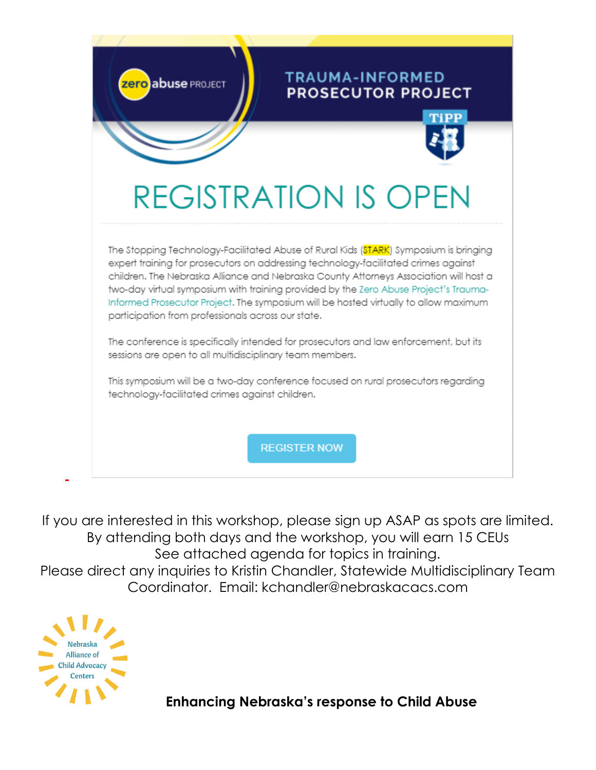zero abuse PROJECT

TRAUMA-INFORMED PROSECUTOR PROJECT

TiPP

# REGISTRATION IS OPEN

The Stopping Technology-Facilitated Abuse of Rural Kids (STARK) Symposium is bringing expert training for prosecutors on addressing technology-facilitated crimes against children. The Nebraska Alliance and Nebraska County Attorneys Association will host a two-day virtual symposium with training provided by the Zero Abuse Project's Trauma-Informed Prosecutor Project. The symposium will be hosted virtually to allow maximum participation from professionals across our state.

The conference is specifically intended for prosecutors and law enforcement, but its sessions are open to all multidisciplinary team members.

This symposium will be a two-day conference focused on rural prosecutors regarding technology-facilitated crimes against children.

REGISTER NOW

If you are interested in this workshop, please sign up ASAP as spots are limited.
By attending both days and the workshop, you will earn 15 CEUs
See attached agenda for topics in training.
Please direct any inquiries to Kristin Chandler, Statewide Multidisciplinary Team Coordinator. Email: kchandler@nebraskacacs.com

Nebraska Alliance of Child Advocacy Centers

**Enhancing Nebraska's response to Child Abuse**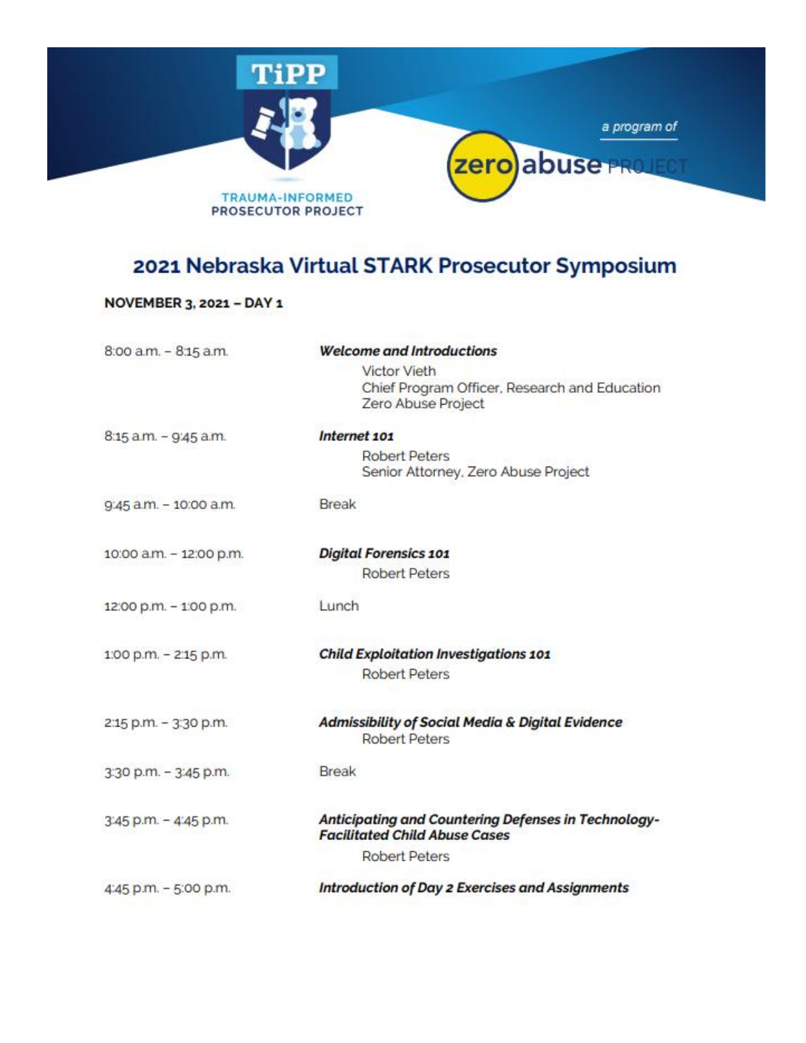TiPP

TRAUMA-INFORMED PROSECUTOR PROJECT

a program of zero abuse PROJECT

# 2021 Nebraska Virtual STARK Prosecutor Symposium

**NOVEMBER 3, 2021 – DAY 1**

| | |
|---|---|
| 8:00 a.m. – 8:15 a.m. | ***Welcome and Introductions***<br>Victor Vieth<br>Chief Program Officer, Research and Education<br>Zero Abuse Project |
| 8:15 a.m. – 9:45 a.m. | ***Internet 101***<br>Robert Peters<br>Senior Attorney, Zero Abuse Project |
| 9:45 a.m. – 10:00 a.m. | Break |
| 10:00 a.m. – 12:00 p.m. | ***Digital Forensics 101***<br>Robert Peters |
| 12:00 p.m. – 1:00 p.m. | Lunch |
| 1:00 p.m. – 2:15 p.m. | ***Child Exploitation Investigations 101***<br>Robert Peters |
| 2:15 p.m. – 3:30 p.m. | ***Admissibility of Social Media & Digital Evidence***<br>Robert Peters |
| 3:30 p.m. – 3:45 p.m. | Break |
| 3:45 p.m. – 4:45 p.m. | ***Anticipating and Countering Defenses in Technology-Facilitated Child Abuse Cases***<br>Robert Peters |
| 4:45 p.m. – 5:00 p.m. | ***Introduction of Day 2 Exercises and Assignments*** |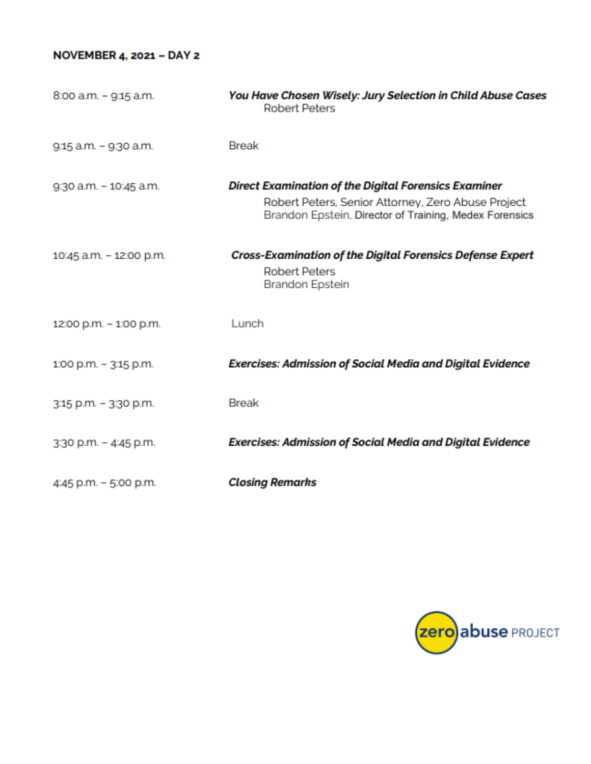**NOVEMBER 4, 2021 – DAY 2**

| | |
|---|---|
| 8:00 a.m. – 9:15 a.m. | ***You Have Chosen Wisely: Jury Selection in Child Abuse Cases***<br>Robert Peters |
| 9:15 a.m. – 9:30 a.m. | Break |
| 9:30 a.m. – 10:45 a.m. | ***Direct Examination of the Digital Forensics Examiner***<br>Robert Peters, Senior Attorney, Zero Abuse Project<br>Brandon Epstein, Director of Training, Medex Forensics |
| 10:45 a.m. – 12:00 p.m. | ***Cross-Examination of the Digital Forensics Defense Expert***<br>Robert Peters<br>Brandon Epstein |
| 12:00 p.m. – 1:00 p.m. | Lunch |
| 1:00 p.m. – 3:15 p.m. | ***Exercises: Admission of Social Media and Digital Evidence*** |
| 3:15 p.m. – 3:30 p.m. | Break |
| 3:30 p.m. – 4:45 p.m. | ***Exercises: Admission of Social Media and Digital Evidence*** |
| 4:45 p.m. – 5:00 p.m. | ***Closing Remarks*** |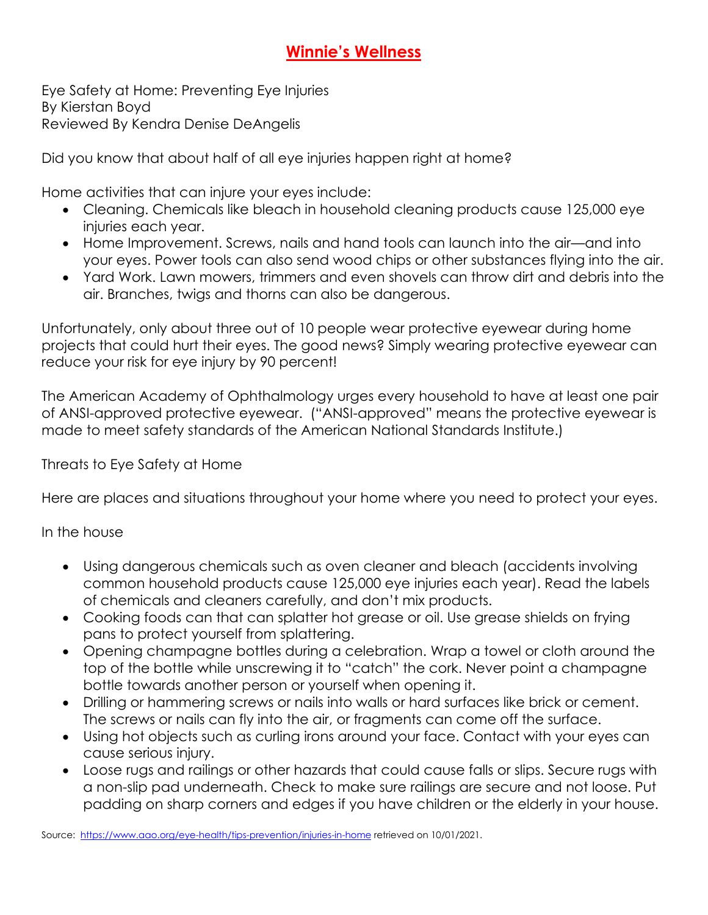# **Winnie's Wellness**

Eye Safety at Home: Preventing Eye Injuries
By Kierstan Boyd
Reviewed By Kendra Denise DeAngelis

Did you know that about half of all eye injuries happen right at home?

Home activities that can injure your eyes include:

- Cleaning. Chemicals like bleach in household cleaning products cause 125,000 eye injuries each year.
- Home Improvement. Screws, nails and hand tools can launch into the air—and into your eyes. Power tools can also send wood chips or other substances flying into the air.
- Yard Work. Lawn mowers, trimmers and even shovels can throw dirt and debris into the air. Branches, twigs and thorns can also be dangerous.

Unfortunately, only about three out of 10 people wear protective eyewear during home projects that could hurt their eyes. The good news? Simply wearing protective eyewear can reduce your risk for eye injury by 90 percent!

The American Academy of Ophthalmology urges every household to have at least one pair of ANSI-approved protective eyewear. ("ANSI-approved" means the protective eyewear is made to meet safety standards of the American National Standards Institute.)

Threats to Eye Safety at Home

Here are places and situations throughout your home where you need to protect your eyes.

In the house

- Using dangerous chemicals such as oven cleaner and bleach (accidents involving common household products cause 125,000 eye injuries each year). Read the labels of chemicals and cleaners carefully, and don't mix products.
- Cooking foods can that can splatter hot grease or oil. Use grease shields on frying pans to protect yourself from splattering.
- Opening champagne bottles during a celebration. Wrap a towel or cloth around the top of the bottle while unscrewing it to "catch" the cork. Never point a champagne bottle towards another person or yourself when opening it.
- Drilling or hammering screws or nails into walls or hard surfaces like brick or cement. The screws or nails can fly into the air, or fragments can come off the surface.
- Using hot objects such as curling irons around your face. Contact with your eyes can cause serious injury.
- Loose rugs and railings or other hazards that could cause falls or slips. Secure rugs with a non-slip pad underneath. Check to make sure railings are secure and not loose. Put padding on sharp corners and edges if you have children or the elderly in your house.

Source: https://www.aao.org/eye-health/tips-prevention/injuries-in-home retrieved on 10/01/2021.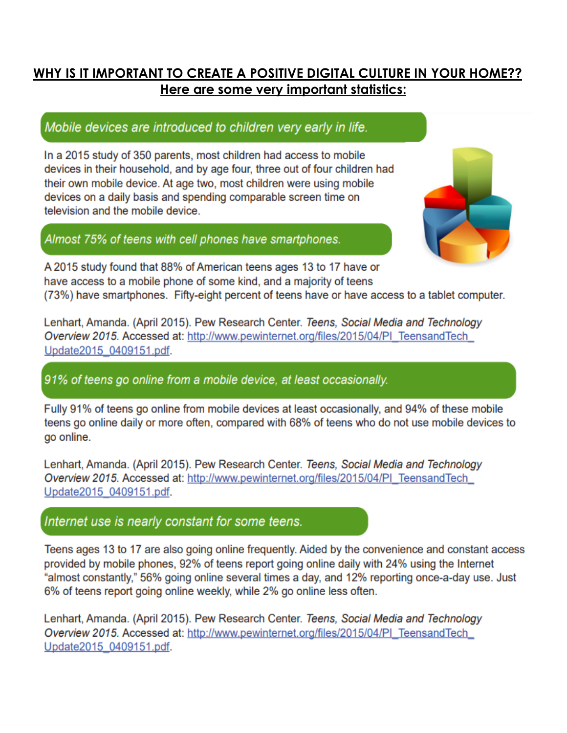## **WHY IS IT IMPORTANT TO CREATE A POSITIVE DIGITAL CULTURE IN YOUR HOME??**
## **Here are some very important statistics:**

### *Mobile devices are introduced to children very early in life.*

In a 2015 study of 350 parents, most children had access to mobile devices in their household, and by age four, three out of four children had their own mobile device. At age two, most children were using mobile devices on a daily basis and spending comparable screen time on television and the mobile device.

### *Almost 75% of teens with cell phones have smartphones.*

A 2015 study found that 88% of American teens ages 13 to 17 have or have access to a mobile phone of some kind, and a majority of teens (73%) have smartphones. Fifty-eight percent of teens have or have access to a tablet computer.

Lenhart, Amanda. (April 2015). Pew Research Center. *Teens, Social Media and Technology Overview 2015.* Accessed at: http://www.pewinternet.org/files/2015/04/PI_TeensandTech_Update2015_0409151.pdf.

### *91% of teens go online from a mobile device, at least occasionally.*

Fully 91% of teens go online from mobile devices at least occasionally, and 94% of these mobile teens go online daily or more often, compared with 68% of teens who do not use mobile devices to go online.

Lenhart, Amanda. (April 2015). Pew Research Center. *Teens, Social Media and Technology Overview 2015.* Accessed at: http://www.pewinternet.org/files/2015/04/PI_TeensandTech_Update2015_0409151.pdf.

### *Internet use is nearly constant for some teens.*

Teens ages 13 to 17 are also going online frequently. Aided by the convenience and constant access provided by mobile phones, 92% of teens report going online daily with 24% using the Internet "almost constantly," 56% going online several times a day, and 12% reporting once-a-day use. Just 6% of teens report going online weekly, while 2% go online less often.

Lenhart, Amanda. (April 2015). Pew Research Center. *Teens, Social Media and Technology Overview 2015.* Accessed at: http://www.pewinternet.org/files/2015/04/PI_TeensandTech_Update2015_0409151.pdf.